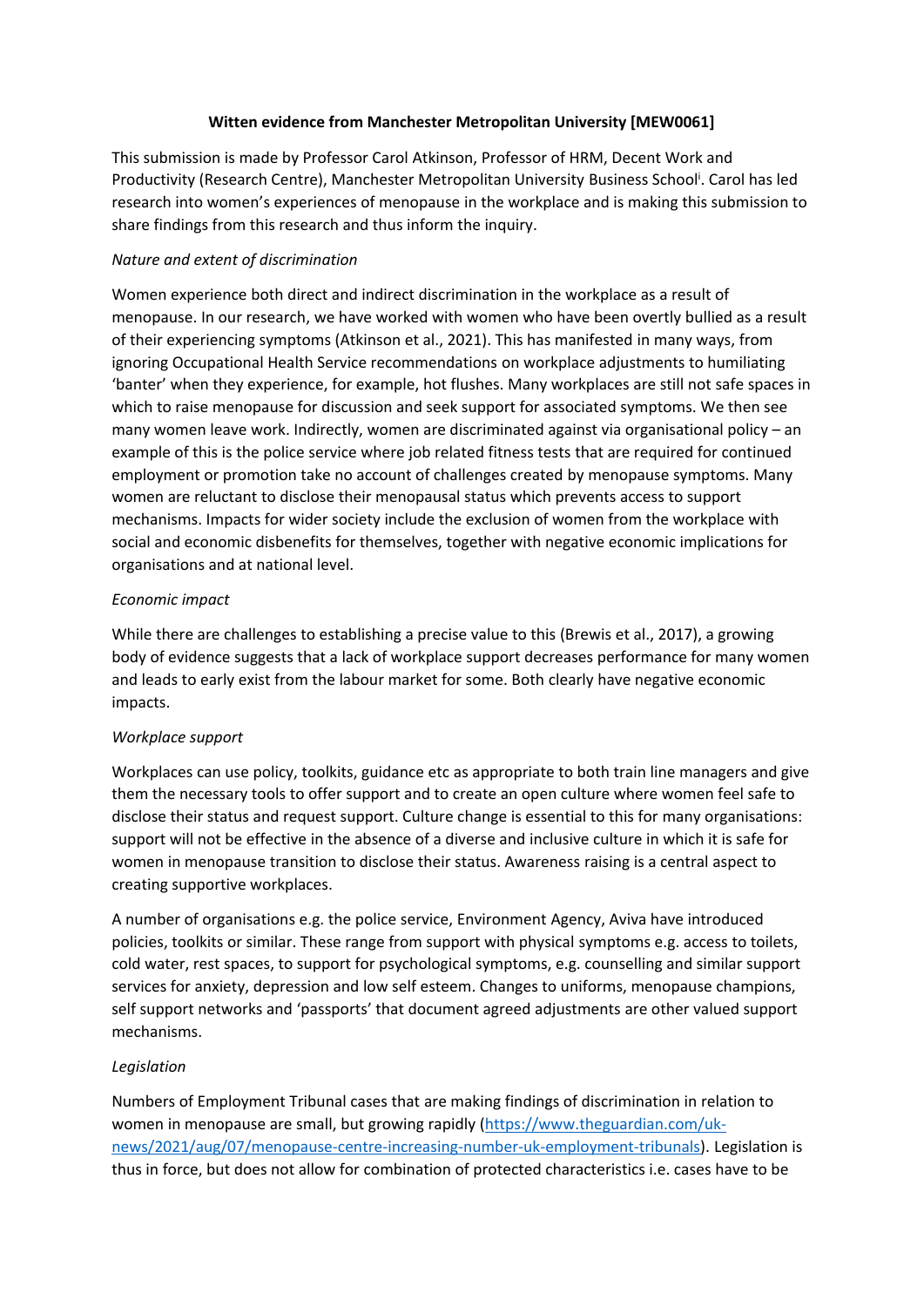**Witten evidence from Manchester Metropolitan University [MEW0061]**

This submission is made by Professor Carol Atkinson, Professor of HRM, Decent Work and Productivity (Research Centre), Manchester Metropolitan University Business School[i]. Carol has led research into women's experiences of menopause in the workplace and is making this submission to share findings from this research and thus inform the inquiry.

*Nature and extent of discrimination*

Women experience both direct and indirect discrimination in the workplace as a result of menopause. In our research, we have worked with women who have been overtly bullied as a result of their experiencing symptoms (Atkinson et al., 2021). This has manifested in many ways, from ignoring Occupational Health Service recommendations on workplace adjustments to humiliating 'banter' when they experience, for example, hot flushes. Many workplaces are still not safe spaces in which to raise menopause for discussion and seek support for associated symptoms. We then see many women leave work. Indirectly, women are discriminated against via organisational policy – an example of this is the police service where job related fitness tests that are required for continued employment or promotion take no account of challenges created by menopause symptoms. Many women are reluctant to disclose their menopausal status which prevents access to support mechanisms. Impacts for wider society include the exclusion of women from the workplace with social and economic disbenefits for themselves, together with negative economic implications for organisations and at national level.

*Economic impact*

While there are challenges to establishing a precise value to this (Brewis et al., 2017), a growing body of evidence suggests that a lack of workplace support decreases performance for many women and leads to early exist from the labour market for some. Both clearly have negative economic impacts.

*Workplace support*

Workplaces can use policy, toolkits, guidance etc as appropriate to both train line managers and give them the necessary tools to offer support and to create an open culture where women feel safe to disclose their status and request support. Culture change is essential to this for many organisations: support will not be effective in the absence of a diverse and inclusive culture in which it is safe for women in menopause transition to disclose their status. Awareness raising is a central aspect to creating supportive workplaces.

A number of organisations e.g. the police service, Environment Agency, Aviva have introduced policies, toolkits or similar. These range from support with physical symptoms e.g. access to toilets, cold water, rest spaces, to support for psychological symptoms, e.g. counselling and similar support services for anxiety, depression and low self esteem. Changes to uniforms, menopause champions, self support networks and 'passports' that document agreed adjustments are other valued support mechanisms.

*Legislation*

Numbers of Employment Tribunal cases that are making findings of discrimination in relation to women in menopause are small, but growing rapidly (https://www.theguardian.com/uk-news/2021/aug/07/menopause-centre-increasing-number-uk-employment-tribunals). Legislation is thus in force, but does not allow for combination of protected characteristics i.e. cases have to be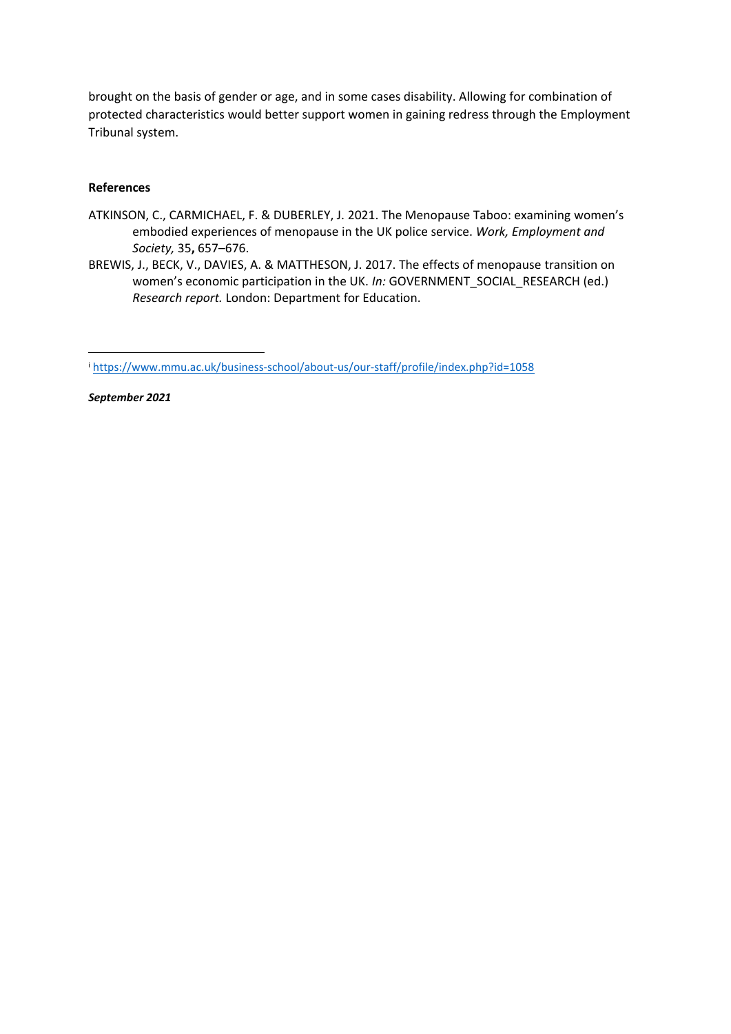brought on the basis of gender or age, and in some cases disability. Allowing for combination of protected characteristics would better support women in gaining redress through the Employment Tribunal system.

**References**

ATKINSON, C., CARMICHAEL, F. & DUBERLEY, J. 2021. The Menopause Taboo: examining women's embodied experiences of menopause in the UK police service. *Work, Employment and Society,* 35**,** 657–676.

BREWIS, J., BECK, V., DAVIES, A. & MATTHESON, J. 2017. The effects of menopause transition on women's economic participation in the UK. *In:* GOVERNMENT_SOCIAL_RESEARCH (ed.) *Research report.* London: Department for Education.

---

[i] https://www.mmu.ac.uk/business-school/about-us/our-staff/profile/index.php?id=1058

***September 2021***